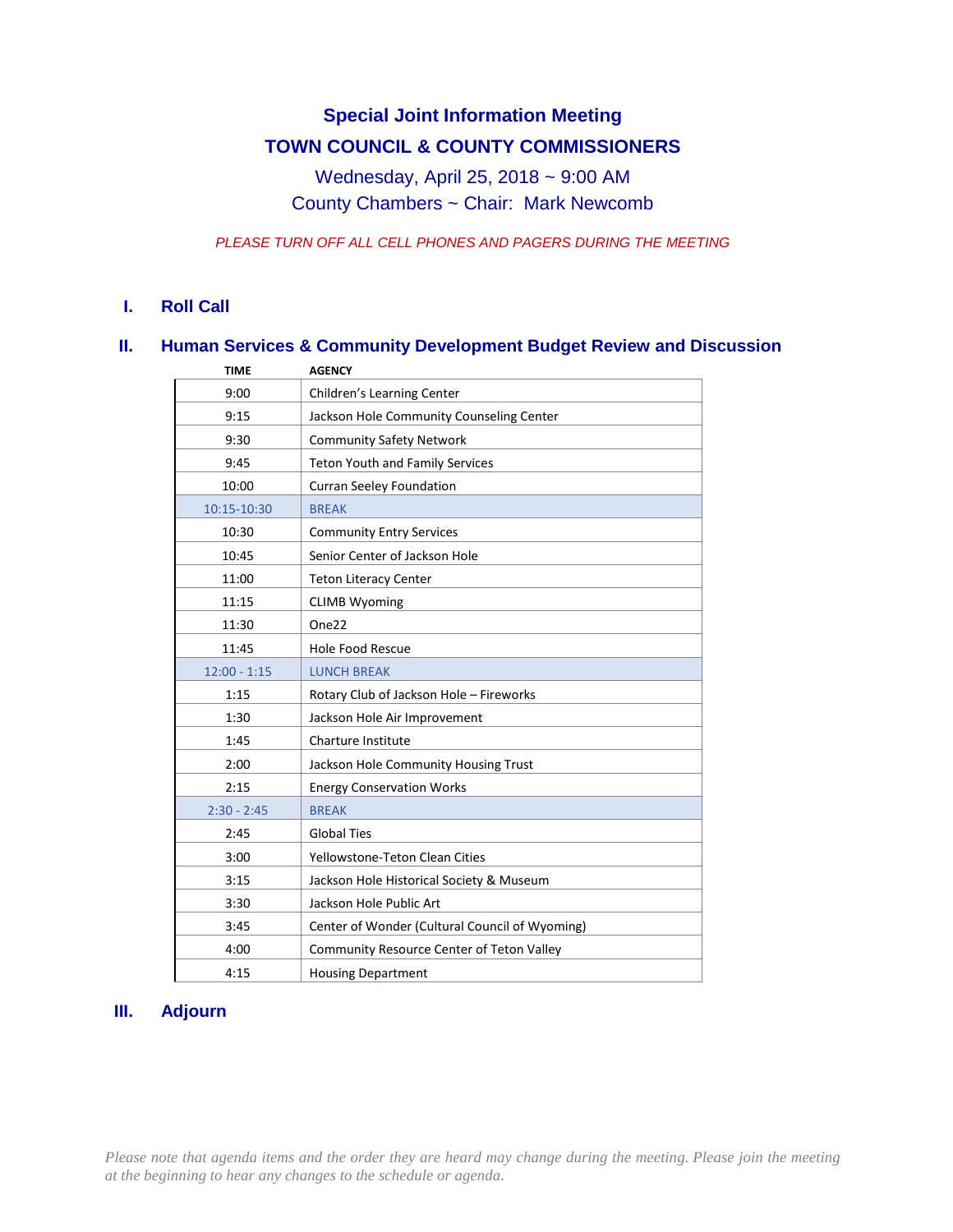# Special Joint Information Meeting

## TOWN COUNCIL & COUNTY COMMISSIONERS

Wednesday, April 25, 2018 ~ 9:00 AM

County Chambers ~ Chair: Mark Newcomb

*PLEASE TURN OFF ALL CELL PHONES AND PAGERS DURING THE MEETING*

## I. Roll Call

## II. Human Services & Community Development Budget Review and Discussion

| TIME | AGENCY |
|---|---|
| 9:00 | Children's Learning Center |
| 9:15 | Jackson Hole Community Counseling Center |
| 9:30 | Community Safety Network |
| 9:45 | Teton Youth and Family Services |
| 10:00 | Curran Seeley Foundation |
| 10:15-10:30 | BREAK |
| 10:30 | Community Entry Services |
| 10:45 | Senior Center of Jackson Hole |
| 11:00 | Teton Literacy Center |
| 11:15 | CLIMB Wyoming |
| 11:30 | One22 |
| 11:45 | Hole Food Rescue |
| 12:00 - 1:15 | LUNCH BREAK |
| 1:15 | Rotary Club of Jackson Hole – Fireworks |
| 1:30 | Jackson Hole Air Improvement |
| 1:45 | Charture Institute |
| 2:00 | Jackson Hole Community Housing Trust |
| 2:15 | Energy Conservation Works |
| 2:30 - 2:45 | BREAK |
| 2:45 | Global Ties |
| 3:00 | Yellowstone-Teton Clean Cities |
| 3:15 | Jackson Hole Historical Society & Museum |
| 3:30 | Jackson Hole Public Art |
| 3:45 | Center of Wonder (Cultural Council of Wyoming) |
| 4:00 | Community Resource Center of Teton Valley |
| 4:15 | Housing Department |

## III. Adjourn

*Please note that agenda items and the order they are heard may change during the meeting. Please join the meeting at the beginning to hear any changes to the schedule or agenda.*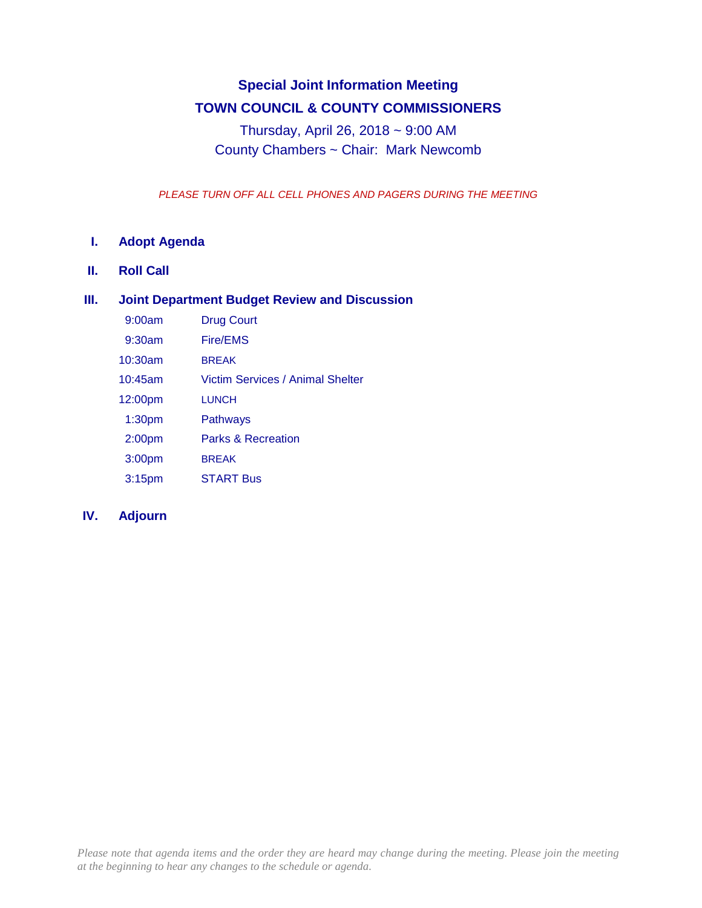# Special Joint Information Meeting

## TOWN COUNCIL & COUNTY COMMISSIONERS

Thursday, April 26, 2018 ~ 9:00 AM

County Chambers ~ Chair: Mark Newcomb

*PLEASE TURN OFF ALL CELL PHONES AND PAGERS DURING THE MEETING*

**I. Adopt Agenda**

**II. Roll Call**

**III. Joint Department Budget Review and Discussion**

| | |
|---|---|
| 9:00am | Drug Court |
| 9:30am | Fire/EMS |
| 10:30am | BREAK |
| 10:45am | Victim Services / Animal Shelter |
| 12:00pm | LUNCH |
| 1:30pm | Pathways |
| 2:00pm | Parks & Recreation |
| 3:00pm | BREAK |
| 3:15pm | START Bus |

**IV. Adjourn**

*Please note that agenda items and the order they are heard may change during the meeting. Please join the meeting at the beginning to hear any changes to the schedule or agenda.*